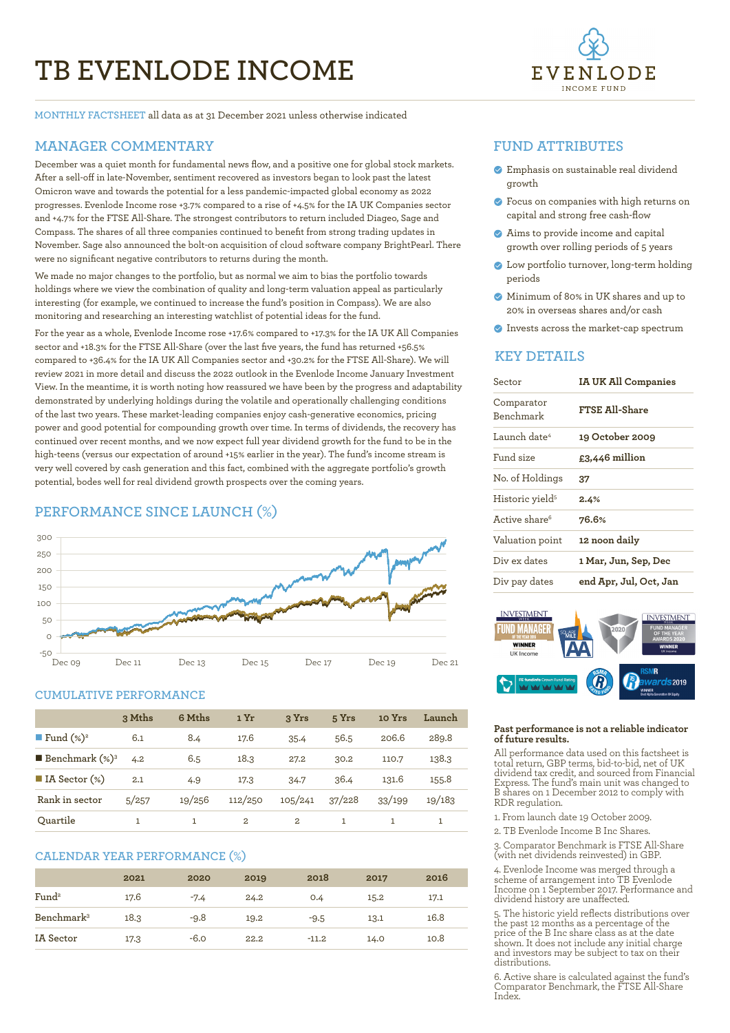# TB EVENLODE INCOME

EVENLODE INCOME FUND

MONTHLY FACTSHEET all data as at 31 December 2021 unless otherwise indicated

## MANAGER COMMENTARY

December was a quiet month for fundamental news flow, and a positive one for global stock markets. After a sell-off in late-November, sentiment recovered as investors began to look past the latest Omicron wave and towards the potential for a less pandemic-impacted global economy as 2022 progresses. Evenlode Income rose +3.7% compared to a rise of +4.5% for the IA UK Companies sector and +4.7% for the FTSE All-Share. The strongest contributors to return included Diageo, Sage and Compass. The shares of all three companies continued to benefit from strong trading updates in November. Sage also announced the bolt-on acquisition of cloud software company BrightPearl. There were no significant negative contributors to returns during the month.

We made no major changes to the portfolio, but as normal we aim to bias the portfolio towards holdings where we view the combination of quality and long-term valuation appeal as particularly interesting (for example, we continued to increase the fund's position in Compass). We are also monitoring and researching an interesting watchlist of potential ideas for the fund.

For the year as a whole, Evenlode Income rose +17.6% compared to +17.3% for the IA UK All Companies sector and +18.3% for the FTSE All-Share (over the last five years, the fund has returned +56.5% compared to +36.4% for the IA UK All Companies sector and +30.2% for the FTSE All-Share). We will review 2021 in more detail and discuss the 2022 outlook in the Evenlode Income January Investment View. In the meantime, it is worth noting how reassured we have been by the progress and adaptability demonstrated by underlying holdings during the volatile and operationally challenging conditions of the last two years. These market-leading companies enjoy cash-generative economics, pricing power and good potential for compounding growth over time. In terms of dividends, the recovery has continued over recent months, and we now expect full year dividend growth for the fund to be in the high-teens (versus our expectation of around +15% earlier in the year). The fund's income stream is very well covered by cash generation and this fact, combined with the aggregate portfolio's growth potential, bodes well for real dividend growth prospects over the coming years.

## PERFORMANCE SINCE LAUNCH (%)

300, 250, 200, 150, 100, 50, 0, -50

Dec 09, Dec 11, Dec 13, Dec 15, Dec 17, Dec 19, Dec 21

## CUMULATIVE PERFORMANCE

| | 3 Mths | 6 Mths | 1 Yr | 3 Yrs | 5 Yrs | 10 Yrs | Launch |
|---|---|---|---|---|---|---|---|
| Fund (%)[2] | 6.1 | 8.4 | 17.6 | 35.4 | 56.5 | 206.6 | 289.8 |
| Benchmark (%)[3] | 4.2 | 6.5 | 18.3 | 27.2 | 30.2 | 110.7 | 138.3 |
| IA Sector (%) | 2.1 | 4.9 | 17.3 | 34.7 | 36.4 | 131.6 | 155.8 |
| Rank in sector | 5/257 | 19/256 | 112/250 | 105/241 | 37/228 | 33/199 | 19/183 |
| Quartile | 1 | 1 | 2 | 2 | 1 | 1 | 1 |

## CALENDAR YEAR PERFORMANCE (%)

| | 2021 | 2020 | 2019 | 2018 | 2017 | 2016 |
|---|---|---|---|---|---|---|
| Fund[2] | 17.6 | -7.4 | 24.2 | 0.4 | 15.2 | 17.1 |
| Benchmark[3] | 18.3 | -9.8 | 19.2 | -9.5 | 13.1 | 16.8 |
| IA Sector | 17.3 | -6.0 | 22.2 | -11.2 | 14.0 | 10.8 |

## FUND ATTRIBUTES

- Emphasis on sustainable real dividend growth
- Focus on companies with high returns on capital and strong free cash-flow
- Aims to provide income and capital growth over rolling periods of 5 years
- Low portfolio turnover, long-term holding periods
- Minimum of 80% in UK shares and up to 20% in overseas shares and/or cash
- Invests across the market-cap spectrum

## KEY DETAILS

| | |
|---|---|
| Sector | **IA UK All Companies** |
| Comparator Benchmark | **FTSE All-Share** |
| Launch date[4] | **19 October 2009** |
| Fund size | **£3,446 million** |
| No. of Holdings | **37** |
| Historic yield[5] | **2.4%** |
| Active share[6] | **76.6%** |
| Valuation point | **12 noon daily** |
| Div ex dates | **1 Mar, Jun, Sep, Dec** |
| Div pay dates | **end Apr, Jul, Oct, Jan** |

**Past performance is not a reliable indicator of future results.**

All performance data used on this factsheet is total return, GBP terms, bid-to-bid, net of UK dividend tax credit, and sourced from Financial Express. The fund's main unit was changed to B shares on 1 December 2012 to comply with RDR regulation.

1. From launch date 19 October 2009.
2. TB Evenlode Income B Inc Shares.
3. Comparator Benchmark is FTSE All-Share (with net dividends reinvested) in GBP.
4. Evenlode Income was merged through a scheme of arrangement into TB Evenlode Income on 1 September 2017. Performance and dividend history are unaffected.
5. The historic yield reflects distributions over the past 12 months as a percentage of the price of the B Inc share class as at the date shown. It does not include any initial charge and investors may be subject to tax on their distributions.
6. Active share is calculated against the fund's Comparator Benchmark, the FTSE All-Share Index.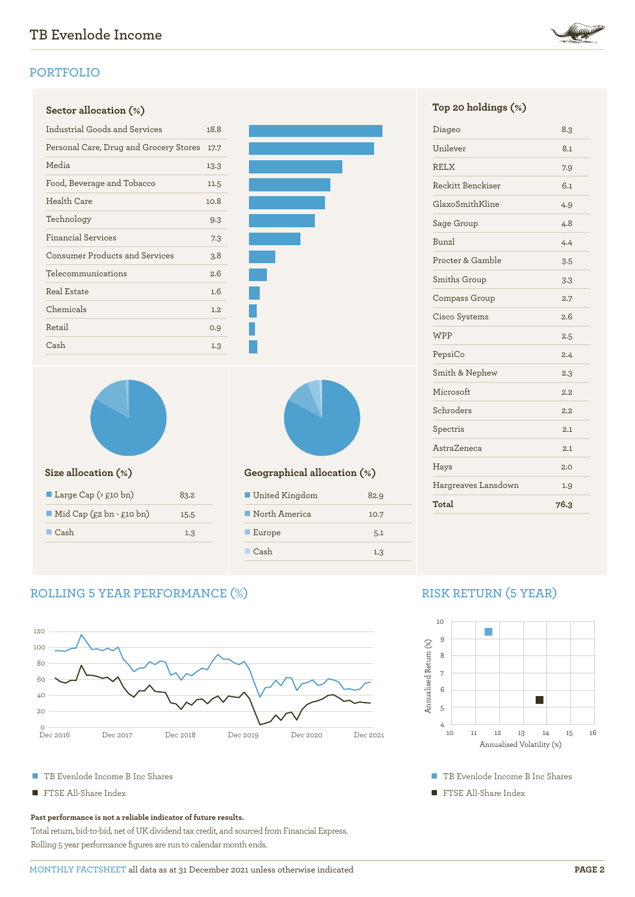## PORTFOLIO

### Sector allocation (%)

| Sector | % |
|---|---|
| Industrial Goods and Services | 18.8 |
| Personal Care, Drug and Grocery Stores | 17.7 |
| Media | 13.3 |
| Food, Beverage and Tobacco | 11.5 |
| Health Care | 10.8 |
| Technology | 9.3 |
| Financial Services | 7.3 |
| Consumer Products and Services | 3.8 |
| Telecommunications | 2.6 |
| Real Estate | 1.6 |
| Chemicals | 1.2 |
| Retail | 0.9 |
| Cash | 1.3 |

### Top 20 holdings (%)

| Holding | % |
|---|---|
| Diageo | 8.3 |
| Unilever | 8.1 |
| RELX | 7.9 |
| Reckitt Benckiser | 6.1 |
| GlaxoSmithKline | 4.9 |
| Sage Group | 4.8 |
| Bunzl | 4.4 |
| Procter & Gamble | 3.5 |
| Smiths Group | 3.3 |
| Compass Group | 2.7 |
| Cisco Systems | 2.6 |
| WPP | 2.5 |
| PepsiCo | 2.4 |
| Smith & Nephew | 2.3 |
| Microsoft | 2.2 |
| Schroders | 2.2 |
| Spectris | 2.1 |
| AstraZeneca | 2.1 |
| Hays | 2.0 |
| Hargreaves Lansdown | 1.9 |
| **Total** | **76.3** |

### Size allocation (%)

| Size | % |
|---|---|
| Large Cap (> £10 bn) | 83.2 |
| Mid Cap (£2 bn - £10 bn) | 15.5 |
| Cash | 1.3 |

### Geographical allocation (%)

| Region | % |
|---|---|
| United Kingdom | 82.9 |
| North America | 10.7 |
| Europe | 5.1 |
| Cash | 1.3 |

## ROLLING 5 YEAR PERFORMANCE (%)

■ TB Evenlode Income B Inc Shares
■ FTSE All-Share Index

## RISK RETURN (5 YEAR)

■ TB Evenlode Income B Inc Shares
■ FTSE All-Share Index

**Past performance is not a reliable indicator of future results.**

Total return, bid-to-bid, net of UK dividend tax credit, and sourced from Financial Express.
Rolling 5 year performance figures are run to calendar month ends.

MONTHLY FACTSHEET all data as at 31 December 2021 unless otherwise indicated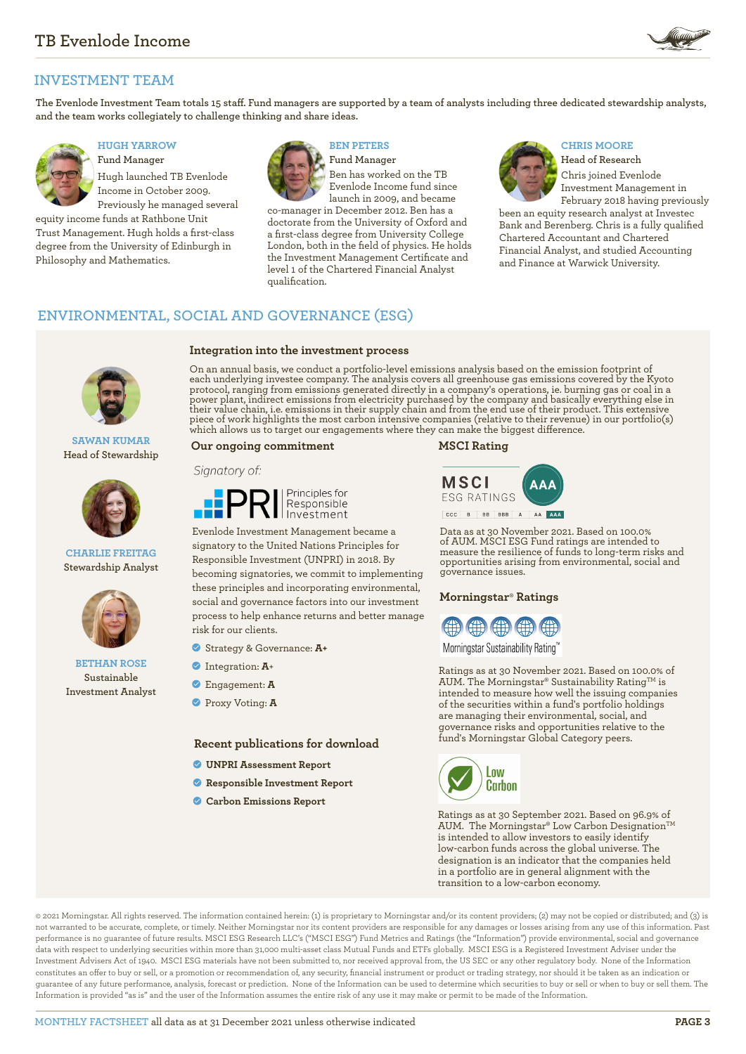## INVESTMENT TEAM

The Evenlode Investment Team totals 15 staff. Fund managers are supported by a team of analysts including three dedicated stewardship analysts, and the team works collegiately to challenge thinking and share ideas.

### HUGH YARROW
Fund Manager

Hugh launched TB Evenlode Income in October 2009. Previously he managed several equity income funds at Rathbone Unit Trust Management. Hugh holds a first-class degree from the University of Edinburgh in Philosophy and Mathematics.

### BEN PETERS
Fund Manager

Ben has worked on the TB Evenlode Income fund since launch in 2009, and became co-manager in December 2012. Ben has a doctorate from the University of Oxford and a first-class degree from University College London, both in the field of physics. He holds the Investment Management Certificate and level 1 of the Chartered Financial Analyst qualification.

### CHRIS MOORE
Head of Research

Chris joined Evenlode Investment Management in February 2018 having previously been an equity research analyst at Investec Bank and Berenberg. Chris is a fully qualified Chartered Accountant and Chartered Financial Analyst, and studied Accounting and Finance at Warwick University.

## ENVIRONMENTAL, SOCIAL AND GOVERNANCE (ESG)

**SAWAN KUMAR**
Head of Stewardship

**CHARLIE FREITAG**
Stewardship Analyst

**BETHAN ROSE**
Sustainable Investment Analyst

### Integration into the investment process

On an annual basis, we conduct a portfolio-level emissions analysis based on the emission footprint of each underlying investee company. The analysis covers all greenhouse gas emissions covered by the Kyoto protocol, ranging from emissions generated directly in a company's operations, ie. burning gas or coal in a power plant, indirect emissions from electricity purchased by the company and basically everything else in their value chain, i.e. emissions in their supply chain and from the end use of their product. This extensive piece of work highlights the most carbon intensive companies (relative to their revenue) in our portfolio(s) which allows us to target our engagements where they can make the biggest difference.

### Our ongoing commitment

*Signatory of:*

PRI Principles for Responsible Investment

Evenlode Investment Management became a signatory to the United Nations Principles for Responsible Investment (UNPRI) in 2018. By becoming signatories, we commit to implementing these principles and incorporating environmental, social and governance factors into our investment process to help enhance returns and better manage risk for our clients.

- Strategy & Governance: **A+**
- Integration: **A+**
- Engagement: **A**
- Proxy Voting: **A**

### Recent publications for download

- **UNPRI Assessment Report**
- **Responsible Investment Report**
- **Carbon Emissions Report**

### MSCI Rating

MSCI ESG RATINGS: AAA (scale: CCC, B, BB, BBB, A, AA, AAA)

Data as at 30 November 2021. Based on 100.0% of AUM. MSCI ESG Fund ratings are intended to measure the resilience of funds to long-term risks and opportunities arising from environmental, social and governance issues.

### Morningstar® Ratings

Morningstar Sustainability Rating™

Ratings as at 30 November 2021. Based on 100.0% of AUM. The Morningstar® Sustainability Rating™ is intended to measure how well the issuing companies of the securities within a fund's portfolio holdings are managing their environmental, social, and governance risks and opportunities relative to the fund's Morningstar Global Category peers.

Low Carbon

Ratings as at 30 September 2021. Based on 96.9% of AUM. The Morningstar® Low Carbon Designation™ is intended to allow investors to easily identify low-carbon funds across the global universe. The designation is an indicator that the companies held in a portfolio are in general alignment with the transition to a low-carbon economy.

© 2021 Morningstar. All rights reserved. The information contained herein: (1) is proprietary to Morningstar and/or its content providers; (2) may not be copied or distributed; and (3) is not warranted to be accurate, complete, or timely. Neither Morningstar nor its content providers are responsible for any damages or losses arising from any use of this information. Past performance is no guarantee of future results. MSCI ESG Research LLC's ("MSCI ESG") Fund Metrics and Ratings (the "Information") provide environmental, social and governance data with respect to underlying securities within more than 31,000 multi-asset class Mutual Funds and ETFs globally. MSCI ESG is a Registered Investment Adviser under the Investment Advisers Act of 1940. MSCI ESG materials have not been submitted to, nor received approval from, the US SEC or any other regulatory body. None of the Information constitutes an offer to buy or sell, or a promotion or recommendation of, any security, financial instrument or product or trading strategy, nor should it be taken as an indication or guarantee of any future performance, analysis, forecast or prediction. None of the Information can be used to determine which securities to buy or sell or when to buy or sell them. The Information is provided "as is" and the user of the Information assumes the entire risk of any use it may make or permit to be made of the Information.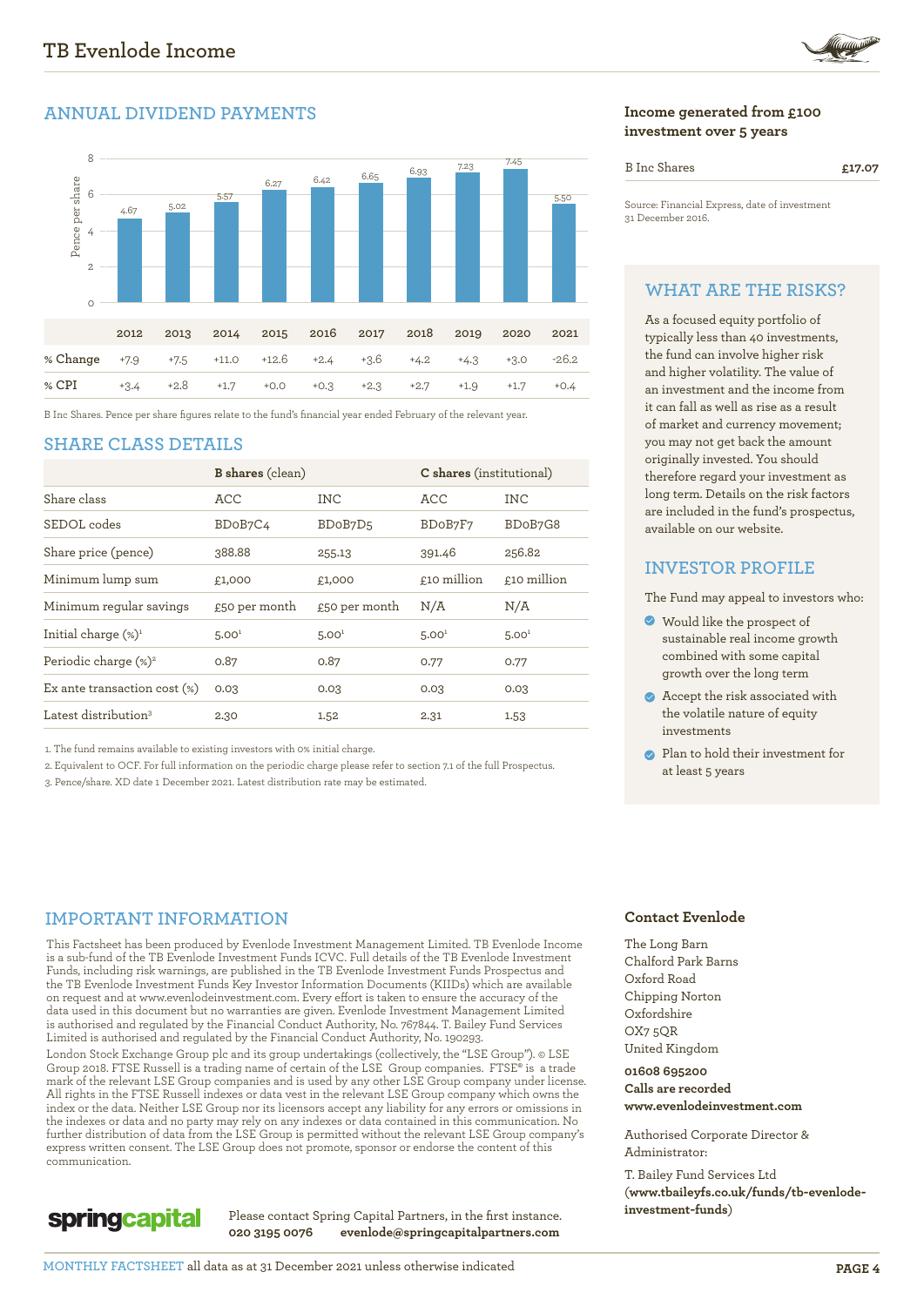## ANNUAL DIVIDEND PAYMENTS

Pence per share

8
6
4
2
0

4.67 5.02 5.57 6.27 6.42 6.65 6.93 7.23 7.45 5.50

| | 2012 | 2013 | 2014 | 2015 | 2016 | 2017 | 2018 | 2019 | 2020 | 2021 |
|---|---|---|---|---|---|---|---|---|---|---|
| % Change | +7.9 | +7.5 | +11.0 | +12.6 | +2.4 | +3.6 | +4.2 | +4.3 | +3.0 | -26.2 |
| % CPI | +3.4 | +2.8 | +1.7 | +0.0 | +0.3 | +2.3 | +2.7 | +1.9 | +1.7 | +0.4 |

B Inc Shares. Pence per share figures relate to the fund's financial year ended February of the relevant year.

## SHARE CLASS DETAILS

| | **B shares** (clean) | | **C shares** (institutional) | |
|---|---|---|---|---|
| Share class | ACC | INC | ACC | INC |
| SEDOL codes | BD0B7C4 | BD0B7D5 | BD0B7F7 | BD0B7G8 |
| Share price (pence) | 388.88 | 255.13 | 391.46 | 256.82 |
| Minimum lump sum | £1,000 | £1,000 | £10 million | £10 million |
| Minimum regular savings | £50 per month | £50 per month | N/A | N/A |
| Initial charge (%)[1] | 5.00[1] | 5.00[1] | 5.00[1] | 5.00[1] |
| Periodic charge (%)[2] | 0.87 | 0.87 | 0.77 | 0.77 |
| Ex ante transaction cost (%) | 0.03 | 0.03 | 0.03 | 0.03 |
| Latest distribution[3] | 2.30 | 1.52 | 2.31 | 1.53 |

1. The fund remains available to existing investors with 0% initial charge.
2. Equivalent to OCF. For full information on the periodic charge please refer to section 7.1 of the full Prospectus.
3. Pence/share. XD date 1 December 2021. Latest distribution rate may be estimated.

**Income generated from £100 investment over 5 years**

| | |
|---|---|
| B Inc Shares | **£17.07** |

Source: Financial Express, date of investment 31 December 2016.

## WHAT ARE THE RISKS?

As a focused equity portfolio of typically less than 40 investments, the fund can involve higher risk and higher volatility. The value of an investment and the income from it can fall as well as rise as a result of market and currency movement; you may not get back the amount originally invested. You should therefore regard your investment as long term. Details on the risk factors are included in the fund's prospectus, available on our website.

## INVESTOR PROFILE

The Fund may appeal to investors who:

- Would like the prospect of sustainable real income growth combined with some capital growth over the long term
- Accept the risk associated with the volatile nature of equity investments
- Plan to hold their investment for at least 5 years

## IMPORTANT INFORMATION

This Factsheet has been produced by Evenlode Investment Management Limited. TB Evenlode Income is a sub-fund of the TB Evenlode Investment Funds ICVC. Full details of the TB Evenlode Investment Funds, including risk warnings, are published in the TB Evenlode Investment Funds Prospectus and the TB Evenlode Investment Funds Key Investor Information Documents (KIIDs) which are available on request and at www.evenlodeinvestment.com. Every effort is taken to ensure the accuracy of the data used in this document but no warranties are given. Evenlode Investment Management Limited is authorised and regulated by the Financial Conduct Authority, No. 767844. T. Bailey Fund Services Limited is authorised and regulated by the Financial Conduct Authority, No. 190293.

London Stock Exchange Group plc and its group undertakings (collectively, the "LSE Group"). © LSE Group 2018. FTSE Russell is a trading name of certain of the LSE Group companies. FTSE® is a trade mark of the relevant LSE Group companies and is used by any other LSE Group company under license. All rights in the FTSE Russell indexes or data vest in the relevant LSE Group company which owns the index or the data. Neither LSE Group nor its licensors accept any liability for any errors or omissions in the indexes or data and no party may rely on any indexes or data contained in this communication. No further distribution of data from the LSE Group is permitted without the relevant LSE Group company's express written consent. The LSE Group does not promote, sponsor or endorse the content of this communication.

springcapital

Please contact Spring Capital Partners, in the first instance.
**020 3195 0076** **evenlode@springcapitalpartners.com**

**Contact Evenlode**

The Long Barn
Chalford Park Barns
Oxford Road
Chipping Norton
Oxfordshire
OX7 5QR
United Kingdom

**01608 695200**
**Calls are recorded**
**www.evenlodeinvestment.com**

Authorised Corporate Director & Administrator:

T. Bailey Fund Services Ltd
(**www.tbaileyfs.co.uk/funds/tb-evenlode-investment-funds**)

MONTHLY FACTSHEET all data as at 31 December 2021 unless otherwise indicated